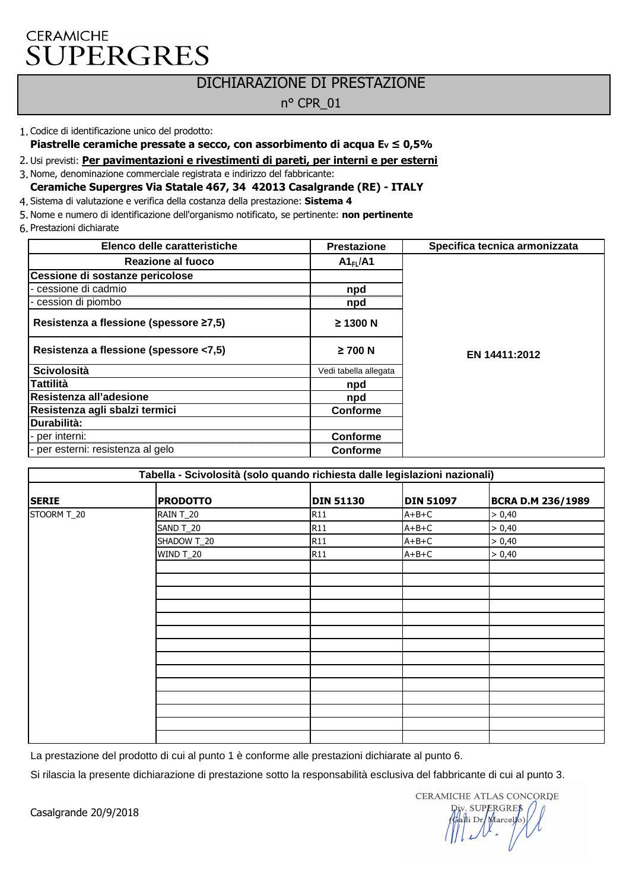CERAMICHE
# SUPERGRES

## DICHIARAZIONE DI PRESTAZIONE

n° CPR_01

1. Codice di identificazione unico del prodotto:
   **Piastrelle ceramiche pressate a secco, con assorbimento di acqua $E_V$ ≤ 0,5%**
2. Usi previsti: **Per pavimentazioni e rivestimenti di pareti, per interni e per esterni**
3. Nome, denominazione commerciale registrata e indirizzo del fabbricante:
   **Ceramiche Supergres Via Statale 467, 34  42013 Casalgrande (RE) - ITALY**
4. Sistema di valutazione e verifica della costanza della prestazione: **Sistema 4**
5. Nome e numero di identificazione dell'organismo notificato, se pertinente: **non pertinente**
6. Prestazioni dichiarate

| Elenco delle caratteristiche | Prestazione | Specifica tecnica armonizzata |
|---|---|---|
| **Reazione al fuoco** | **$A1_{FL}$/A1** | **EN 14411:2012** |
| **Cessione di sostanze pericolose** | | |
| - cessione di cadmio | **npd** | |
| - cession di piombo | **npd** | |
| **Resistenza a flessione (spessore ≥7,5)** | **≥ 1300 N** | |
| **Resistenza a flessione (spessore <7,5)** | **≥ 700 N** | |
| **Scivolosità** | Vedi tabella allegata | |
| **Tattilità** | **npd** | |
| **Resistenza all'adesione** | **npd** | |
| **Resistenza agli sbalzi termici** | **Conforme** | |
| **Durabilità:** | | |
| - per interni: | **Conforme** | |
| - per esterni: resistenza al gelo | **Conforme** | |

**Tabella - Scivolosità (solo quando richiesta dalle legislazioni nazionali)**

| SERIE | PRODOTTO | DIN 51130 | DIN 51097 | BCRA D.M 236/1989 |
|---|---|---|---|---|
| STOORM T_20 | RAIN T_20 | R11 | A+B+C | > 0,40 |
| | SAND T_20 | R11 | A+B+C | > 0,40 |
| | SHADOW T_20 | R11 | A+B+C | > 0,40 |
| | WIND T_20 | R11 | A+B+C | > 0,40 |

La prestazione del prodotto di cui al punto 1 è conforme alle prestazioni dichiarate al punto 6.

Si rilascia la presente dichiarazione di prestazione sotto la responsabilità esclusiva del fabbricante di cui al punto 3.

Casalgrande 20/9/2018

CERAMICHE ATLAS CONCORDE
Div. SUPERGRES
(Galli Dr. Marcello)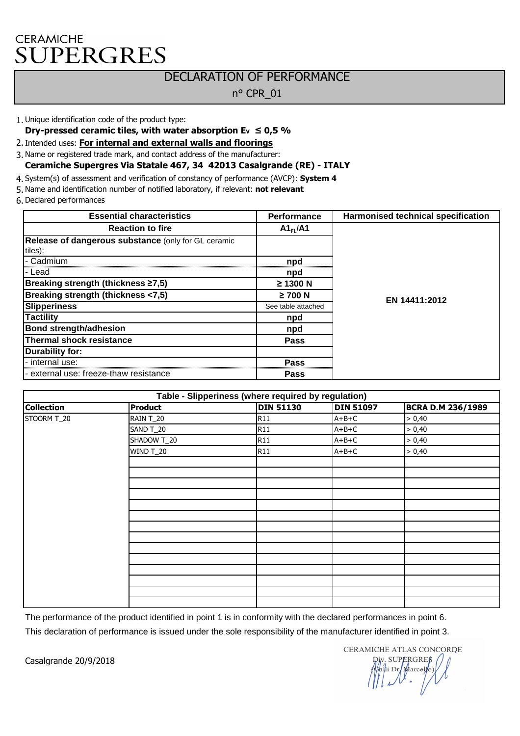CERAMICHE
SUPERGRES

# DECLARATION OF PERFORMANCE

n° CPR_01

1. Unique identification code of the product type:
   **Dry-pressed ceramic tiles, with water absorption $E_v$ ≤ 0,5 %**
2. Intended uses: **For internal and external walls and floorings**
3. Name or registered trade mark, and contact address of the manufacturer:
   **Ceramiche Supergres Via Statale 467, 34 42013 Casalgrande (RE) - ITALY**
4. System(s) of assessment and verification of constancy of performance (AVCP): **System 4**
5. Name and identification number of notified laboratory, if relevant: **not relevant**
6. Declared performances

| Essential characteristics | Performance | Harmonised technical specification |
|---|---|---|
| **Reaction to fire** | **$A1_{FL}$/A1** | EN 14411:2012 |
| **Release of dangerous substance** (only for GL ceramic tiles): | | |
| - Cadmium | **npd** | |
| - Lead | **npd** | |
| **Breaking strength (thickness ≥7,5)** | **≥ 1300 N** | |
| **Breaking strength (thickness <7,5)** | **≥ 700 N** | |
| **Slipperiness** | See table attached | |
| **Tactility** | **npd** | |
| **Bond strength/adhesion** | **npd** | |
| **Thermal shock resistance** | **Pass** | |
| **Durability for:** | | |
| - internal use: | **Pass** | |
| - external use: freeze-thaw resistance | **Pass** | |

| Table - Slipperiness (where required by regulation) | | | | |
|---|---|---|---|---|
| **Collection** | **Product** | **DIN 51130** | **DIN 51097** | **BCRA D.M 236/1989** |
| STOORM T_20 | RAIN T_20 | R11 | A+B+C | > 0,40 |
| | SAND T_20 | R11 | A+B+C | > 0,40 |
| | SHADOW T_20 | R11 | A+B+C | > 0,40 |
| | WIND T_20 | R11 | A+B+C | > 0,40 |

The performance of the product identified in point 1 is in conformity with the declared performances in point 6.

This declaration of performance is issued under the sole responsibility of the manufacturer identified in point 3.

Casalgrande 20/9/2018

CERAMICHE ATLAS CONCORDE
Div. SUPERGRES
(Galli Dr. Marcello)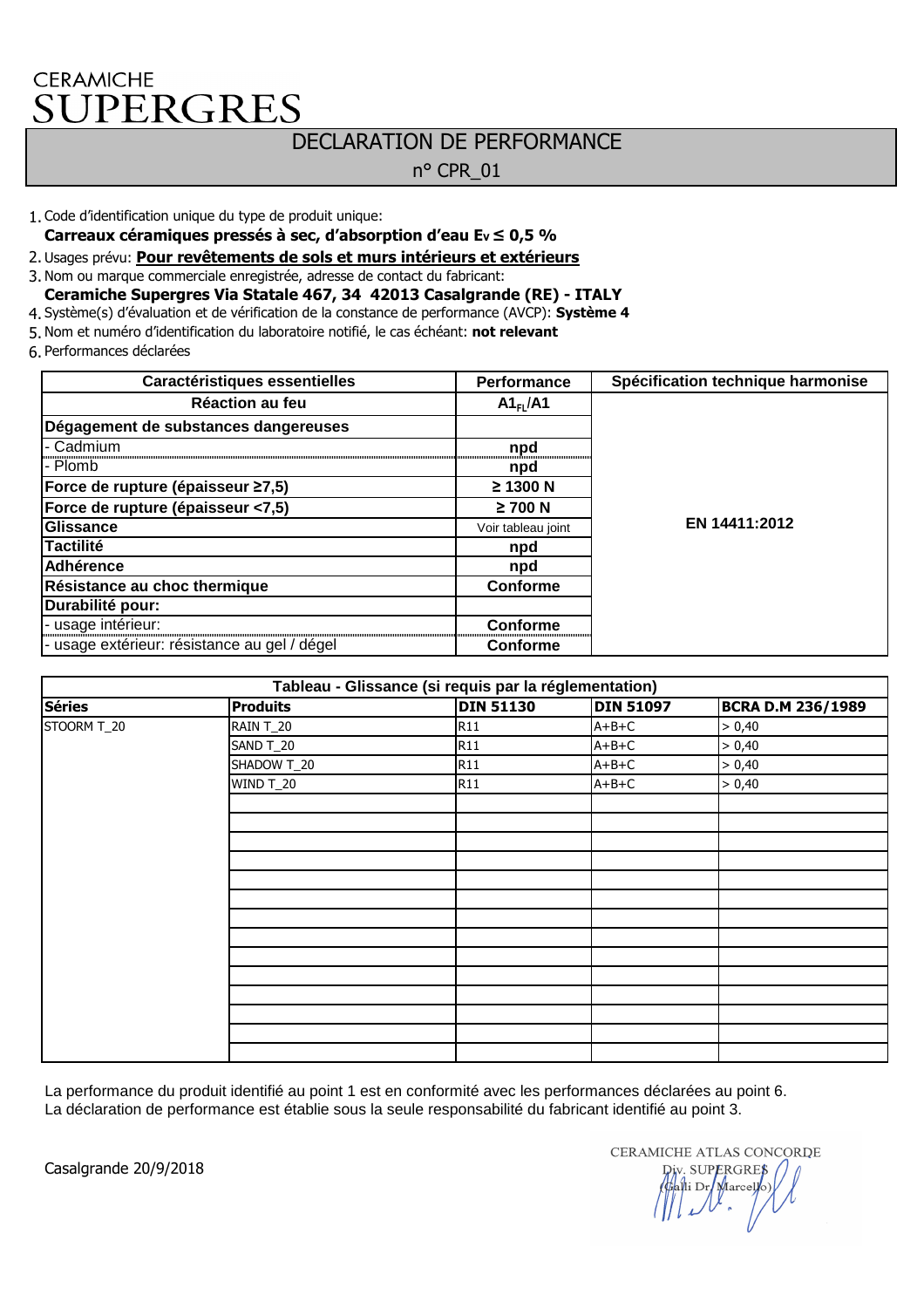CERAMICHE
# SUPERGRES

## DECLARATION DE PERFORMANCE

n° CPR_01

1. Code d'identification unique du type de produit unique:
   **Carreaux céramiques pressés à sec, d'absorption d'eau $E_v \leq 0,5$ %**
2. Usages prévu: **Pour revêtements de sols et murs intérieurs et extérieurs**
3. Nom ou marque commerciale enregistrée, adresse de contact du fabricant:
   **Ceramiche Supergres Via Statale 467, 34 42013 Casalgrande (RE) - ITALY**
4. Système(s) d'évaluation et de vérification de la constance de performance (AVCP): **Système 4**
5. Nom et numéro d'identification du laboratoire notifié, le cas échéant: **not relevant**
6. Performances declarées

| Caractéristiques essentielles | Performance | Spécification technique harmonise |
|---|---|---|
| **Réaction au feu** | **$A1_{FL}$/A1** | **EN 14411:2012** |
| **Dégagement de substances dangereuses** | | |
| - Cadmium | **npd** | |
| - Plomb | **npd** | |
| **Force de rupture (épaisseur ≥7,5)** | **≥ 1300 N** | |
| **Force de rupture (épaisseur <7,5)** | **≥ 700 N** | |
| **Glissance** | Voir tableau joint | |
| **Tactilité** | **npd** | |
| **Adhérence** | **npd** | |
| **Résistance au choc thermique** | **Conforme** | |
| **Durabilité pour:** | | |
| - usage intérieur: | **Conforme** | |
| - usage extérieur: résistance au gel / dégel | **Conforme** | |

**Tableau - Glissance (si requis par la réglementation)**

| Séries | Produits | DIN 51130 | DIN 51097 | BCRA D.M 236/1989 |
|---|---|---|---|---|
| STOORM T_20 | RAIN T_20 | R11 | A+B+C | > 0,40 |
| | SAND T_20 | R11 | A+B+C | > 0,40 |
| | SHADOW T_20 | R11 | A+B+C | > 0,40 |
| | WIND T_20 | R11 | A+B+C | > 0,40 |

La performance du produit identifié au point 1 est en conformité avec les performances déclarées au point 6.
La déclaration de performance est établie sous la seule responsabilité du fabricant identifié au point 3.

Casalgrande 20/9/2018

CERAMICHE ATLAS CONCORDE
Div. SUPERGRES
(Galli Dr. Marcello)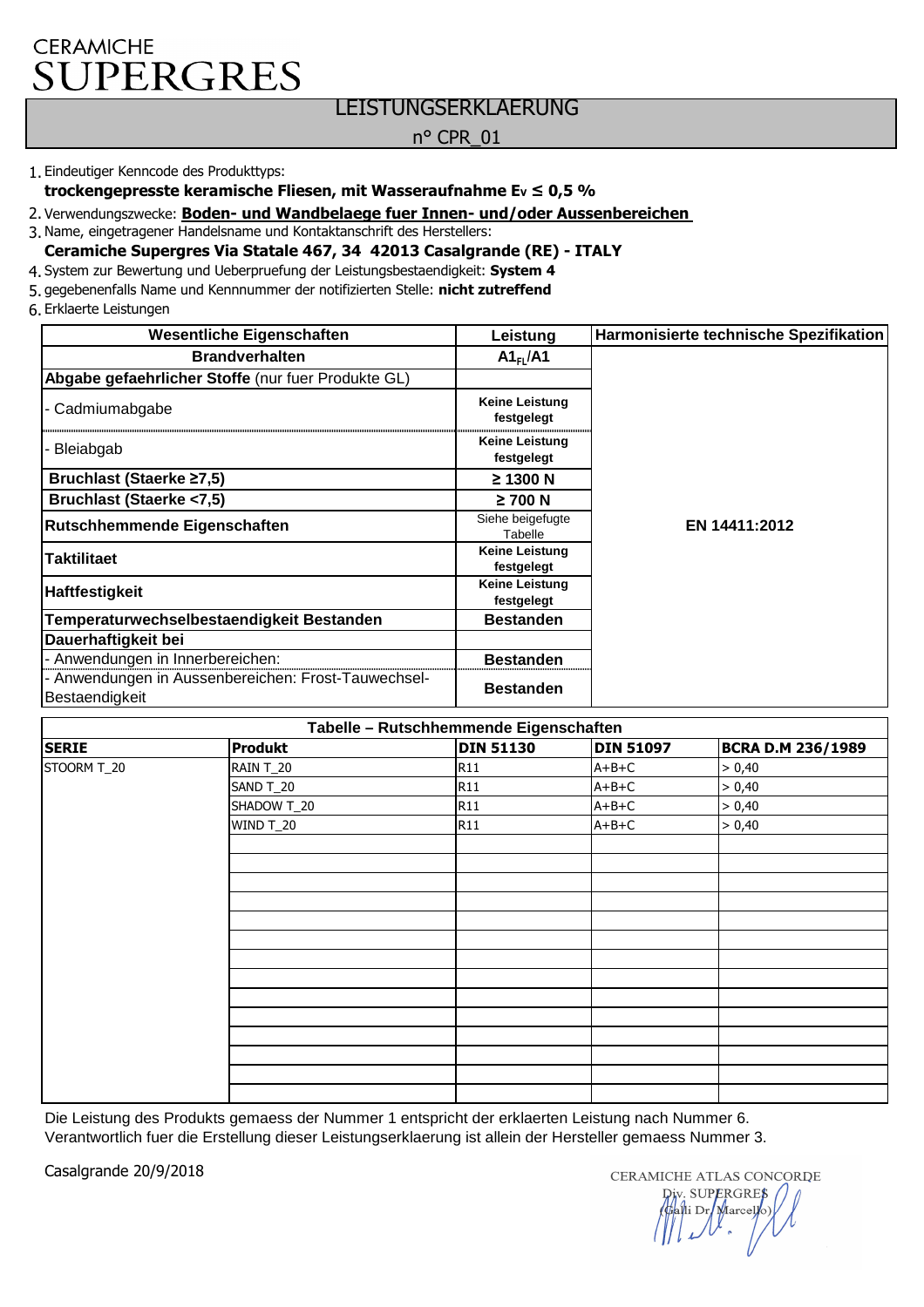CERAMICHE
SUPERGRES

# LEISTUNGSERKLAERUNG

n° CPR_01

1. Eindeutiger Kenncode des Produkttyps:
   **trockengepresste keramische Fliesen, mit Wasseraufnahme $E_v \leq 0{,}5$ %**
2. Verwendungszwecke: **Boden- und Wandbelaege fuer Innen- und/oder Aussenbereichen**
3. Name, eingetragener Handelsname und Kontaktanschrift des Herstellers:
   **Ceramiche Supergres Via Statale 467, 34 42013 Casalgrande (RE) - ITALY**
4. System zur Bewertung und Ueberpruefung der Leistungsbestaendigkeit: **System 4**
5. gegebenenfalls Name und Kennnummer der notifizierten Stelle: **nicht zutreffend**
6. Erklaerte Leistungen

| Wesentliche Eigenschaften | Leistung | Harmonisierte technische Spezifikation |
|---|---|---|
| **Brandverhalten** | **$A1_{FL}$/A1** | EN 14411:2012 |
| **Abgabe gefaehrlicher Stoffe** (nur fuer Produkte GL) | | |
| - Cadmiumabgabe | **Keine Leistung festgelegt** | |
| - Bleiabgab | **Keine Leistung festgelegt** | |
| **Bruchlast (Staerke ≥7,5)** | **≥ 1300 N** | |
| **Bruchlast (Staerke <7,5)** | **≥ 700 N** | |
| **Rutschhemmende Eigenschaften** | Siehe beigefugte Tabelle | |
| **Taktilitaet** | **Keine Leistung festgelegt** | |
| **Haftfestigkeit** | **Keine Leistung festgelegt** | |
| **Temperaturwechselbestaendigkeit Bestanden** | **Bestanden** | |
| **Dauerhaftigkeit bei** | | |
| - Anwendungen in Innerbereichen: | **Bestanden** | |
| - Anwendungen in Aussenbereichen: Frost-Tauwechsel-Bestaendigkeit | **Bestanden** | |

**Tabelle – Rutschhemmende Eigenschaften**

| SERIE | Produkt | DIN 51130 | DIN 51097 | BCRA D.M 236/1989 |
|---|---|---|---|---|
| STOORM T_20 | RAIN T_20 | R11 | A+B+C | > 0,40 |
| | SAND T_20 | R11 | A+B+C | > 0,40 |
| | SHADOW T_20 | R11 | A+B+C | > 0,40 |
| | WIND T_20 | R11 | A+B+C | > 0,40 |

Die Leistung des Produkts gemaess der Nummer 1 entspricht der erklaerten Leistung nach Nummer 6.
Verantwortlich fuer die Erstellung dieser Leistungserklaerung ist allein der Hersteller gemaess Nummer 3.

Casalgrande 20/9/2018

CERAMICHE ATLAS CONCORDE
Div. SUPERGRES
(Galli Dr. Marcello)